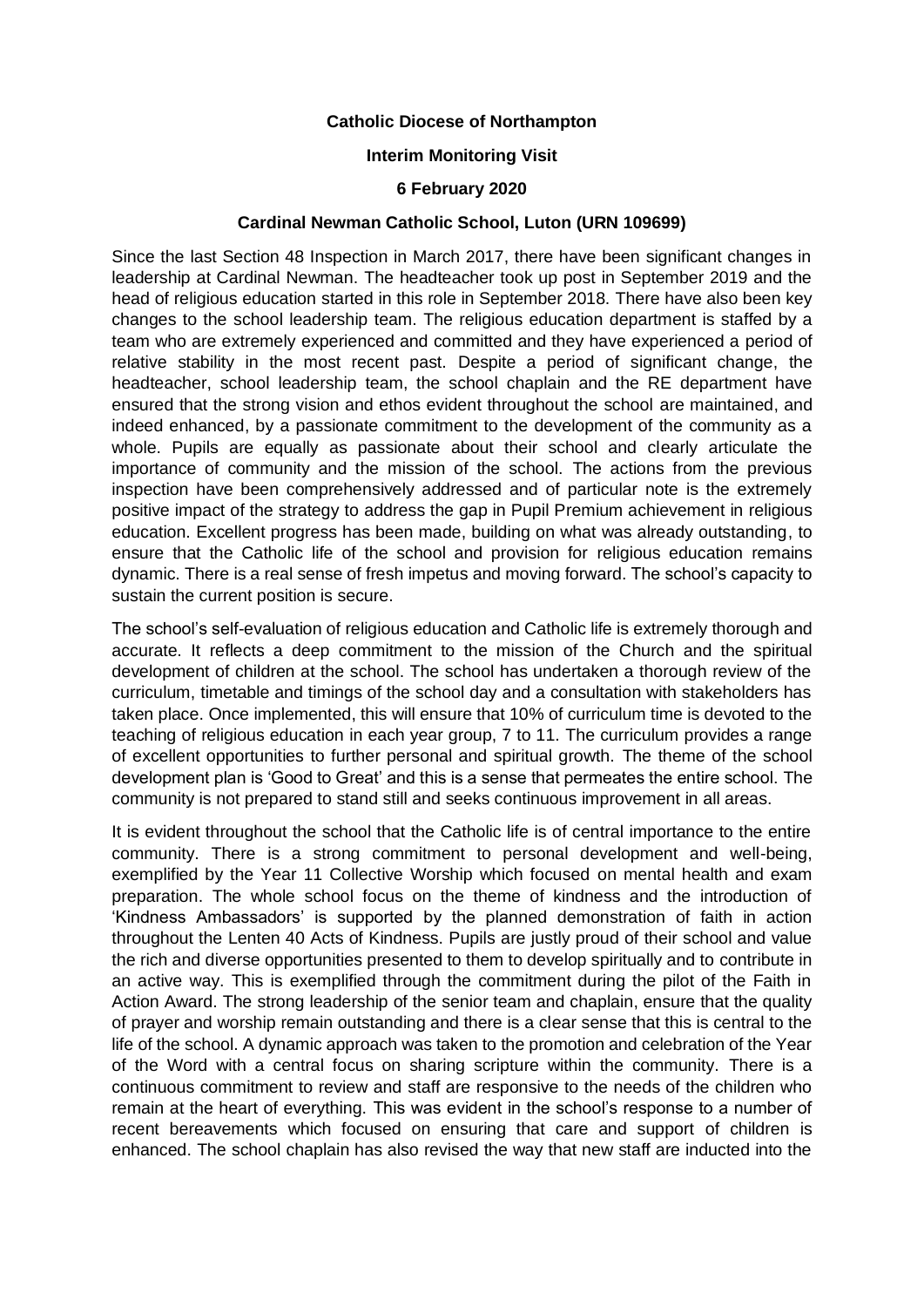**Catholic Diocese of Northampton**

**Interim Monitoring Visit**

**6 February 2020**

**Cardinal Newman Catholic School, Luton (URN 109699)**

Since the last Section 48 Inspection in March 2017, there have been significant changes in leadership at Cardinal Newman. The headteacher took up post in September 2019 and the head of religious education started in this role in September 2018. There have also been key changes to the school leadership team. The religious education department is staffed by a team who are extremely experienced and committed and they have experienced a period of relative stability in the most recent past. Despite a period of significant change, the headteacher, school leadership team, the school chaplain and the RE department have ensured that the strong vision and ethos evident throughout the school are maintained, and indeed enhanced, by a passionate commitment to the development of the community as a whole. Pupils are equally as passionate about their school and clearly articulate the importance of community and the mission of the school. The actions from the previous inspection have been comprehensively addressed and of particular note is the extremely positive impact of the strategy to address the gap in Pupil Premium achievement in religious education. Excellent progress has been made, building on what was already outstanding, to ensure that the Catholic life of the school and provision for religious education remains dynamic. There is a real sense of fresh impetus and moving forward. The school's capacity to sustain the current position is secure.

The school's self-evaluation of religious education and Catholic life is extremely thorough and accurate. It reflects a deep commitment to the mission of the Church and the spiritual development of children at the school. The school has undertaken a thorough review of the curriculum, timetable and timings of the school day and a consultation with stakeholders has taken place. Once implemented, this will ensure that 10% of curriculum time is devoted to the teaching of religious education in each year group, 7 to 11. The curriculum provides a range of excellent opportunities to further personal and spiritual growth. The theme of the school development plan is 'Good to Great' and this is a sense that permeates the entire school. The community is not prepared to stand still and seeks continuous improvement in all areas.

It is evident throughout the school that the Catholic life is of central importance to the entire community. There is a strong commitment to personal development and well-being, exemplified by the Year 11 Collective Worship which focused on mental health and exam preparation. The whole school focus on the theme of kindness and the introduction of 'Kindness Ambassadors' is supported by the planned demonstration of faith in action throughout the Lenten 40 Acts of Kindness. Pupils are justly proud of their school and value the rich and diverse opportunities presented to them to develop spiritually and to contribute in an active way. This is exemplified through the commitment during the pilot of the Faith in Action Award. The strong leadership of the senior team and chaplain, ensure that the quality of prayer and worship remain outstanding and there is a clear sense that this is central to the life of the school. A dynamic approach was taken to the promotion and celebration of the Year of the Word with a central focus on sharing scripture within the community. There is a continuous commitment to review and staff are responsive to the needs of the children who remain at the heart of everything. This was evident in the school's response to a number of recent bereavements which focused on ensuring that care and support of children is enhanced. The school chaplain has also revised the way that new staff are inducted into the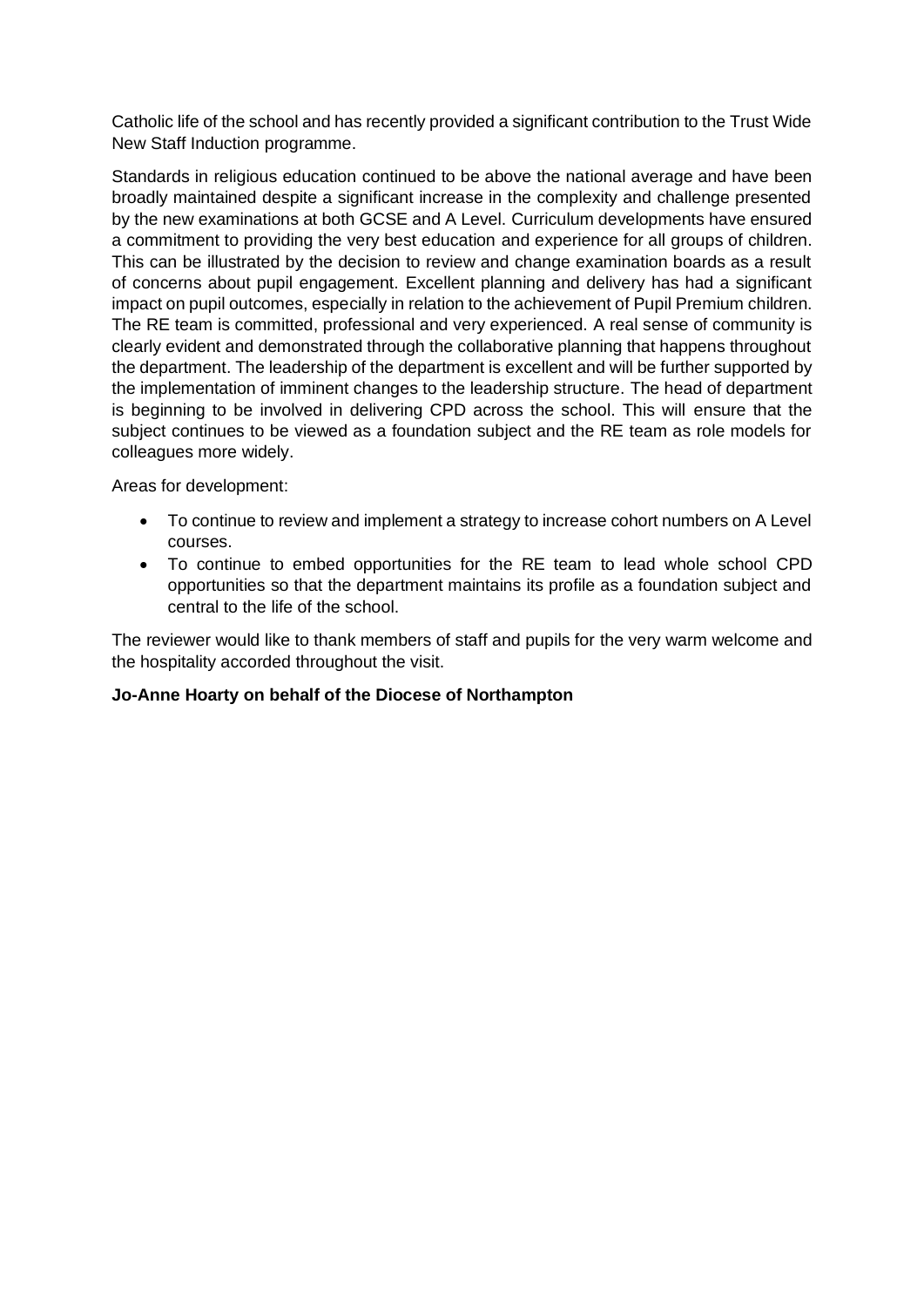Catholic life of the school and has recently provided a significant contribution to the Trust Wide New Staff Induction programme.

Standards in religious education continued to be above the national average and have been broadly maintained despite a significant increase in the complexity and challenge presented by the new examinations at both GCSE and A Level. Curriculum developments have ensured a commitment to providing the very best education and experience for all groups of children. This can be illustrated by the decision to review and change examination boards as a result of concerns about pupil engagement. Excellent planning and delivery has had a significant impact on pupil outcomes, especially in relation to the achievement of Pupil Premium children. The RE team is committed, professional and very experienced. A real sense of community is clearly evident and demonstrated through the collaborative planning that happens throughout the department. The leadership of the department is excellent and will be further supported by the implementation of imminent changes to the leadership structure. The head of department is beginning to be involved in delivering CPD across the school. This will ensure that the subject continues to be viewed as a foundation subject and the RE team as role models for colleagues more widely.

Areas for development:

- To continue to review and implement a strategy to increase cohort numbers on A Level courses.
- To continue to embed opportunities for the RE team to lead whole school CPD opportunities so that the department maintains its profile as a foundation subject and central to the life of the school.

The reviewer would like to thank members of staff and pupils for the very warm welcome and the hospitality accorded throughout the visit.

**Jo-Anne Hoarty on behalf of the Diocese of Northampton**